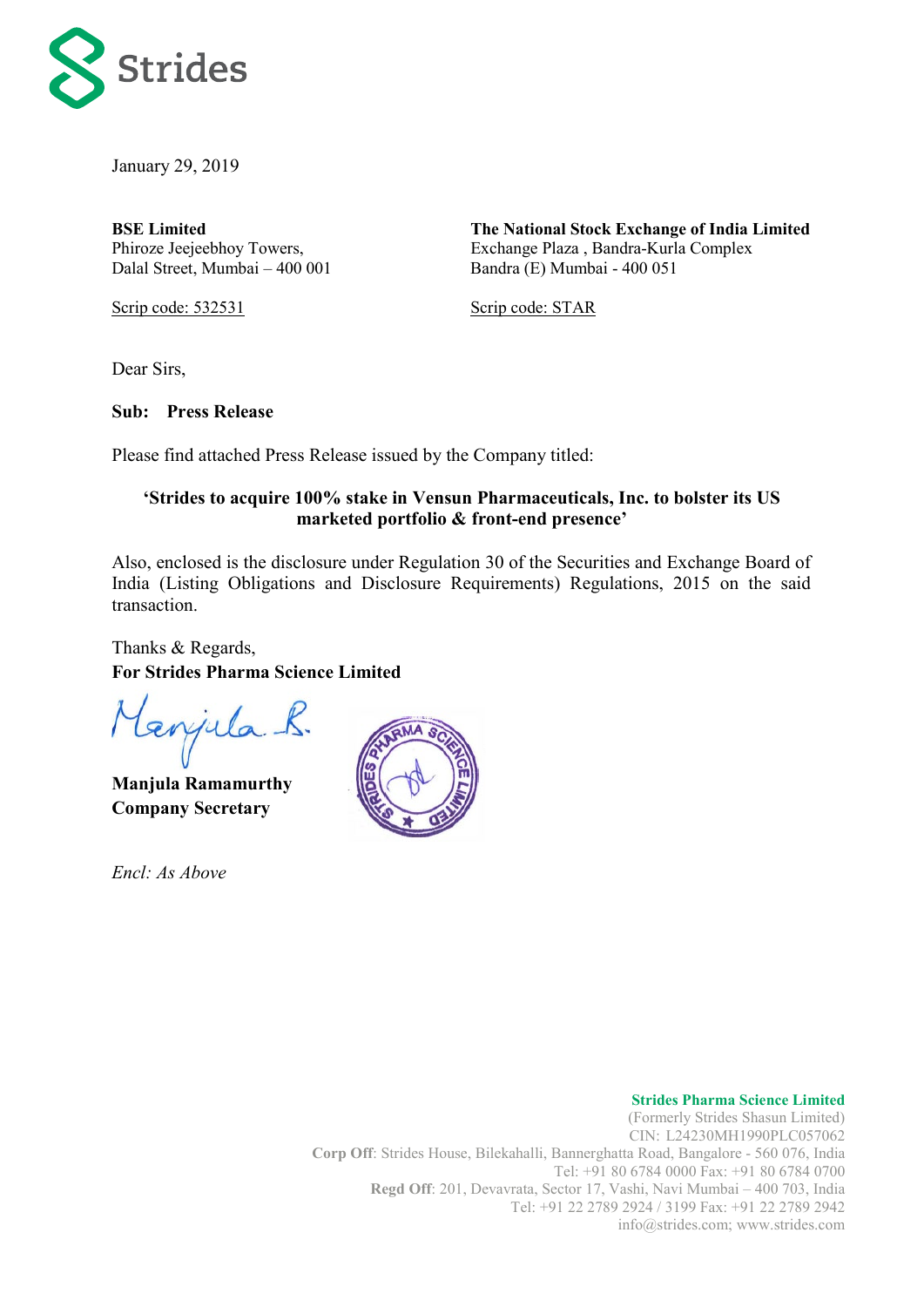Strides

January 29, 2019

| **BSE Limited** | **The National Stock Exchange of India Limited** |
| --- | --- |
| Phiroze Jeejeebhoy Towers, | Exchange Plaza , Bandra-Kurla Complex |
| Dalal Street, Mumbai – 400 001 | Bandra (E) Mumbai - 400 051 |
| Scrip code: 532531 | Scrip code: STAR |

Dear Sirs,

**Sub: Press Release**

Please find attached Press Release issued by the Company titled:

**'Strides to acquire 100% stake in Vensun Pharmaceuticals, Inc. to bolster its US marketed portfolio & front-end presence'**

Also, enclosed is the disclosure under Regulation 30 of the Securities and Exchange Board of India (Listing Obligations and Disclosure Requirements) Regulations, 2015 on the said transaction.

Thanks & Regards,
**For Strides Pharma Science Limited**

**Manjula Ramamurthy**
**Company Secretary**

*Encl: As Above*

**Strides Pharma Science Limited**
(Formerly Strides Shasun Limited)
CIN: L24230MH1990PLC057062
**Corp Off**: Strides House, Bilekahalli, Bannerghatta Road, Bangalore - 560 076, India
Tel: +91 80 6784 0000 Fax: +91 80 6784 0700
**Regd Off**: 201, Devavrata, Sector 17, Vashi, Navi Mumbai – 400 703, India
Tel: +91 22 2789 2924 / 3199 Fax: +91 22 2789 2942
info@strides.com; www.strides.com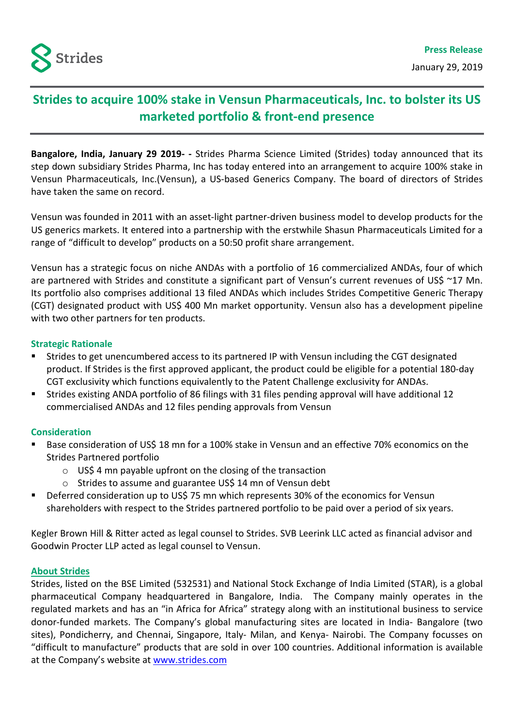**Press Release**

January 29, 2019

# Strides to acquire 100% stake in Vensun Pharmaceuticals, Inc. to bolster its US marketed portfolio & front-end presence

**Bangalore, India, January 29 2019- -** Strides Pharma Science Limited (Strides) today announced that its step down subsidiary Strides Pharma, Inc has today entered into an arrangement to acquire 100% stake in Vensun Pharmaceuticals, Inc.(Vensun), a US-based Generics Company. The board of directors of Strides have taken the same on record.

Vensun was founded in 2011 with an asset-light partner-driven business model to develop products for the US generics markets. It entered into a partnership with the erstwhile Shasun Pharmaceuticals Limited for a range of "difficult to develop" products on a 50:50 profit share arrangement.

Vensun has a strategic focus on niche ANDAs with a portfolio of 16 commercialized ANDAs, four of which are partnered with Strides and constitute a significant part of Vensun's current revenues of US$ ~17 Mn. Its portfolio also comprises additional 13 filed ANDAs which includes Strides Competitive Generic Therapy (CGT) designated product with US$ 400 Mn market opportunity. Vensun also has a development pipeline with two other partners for ten products.

### Strategic Rationale

- Strides to get unencumbered access to its partnered IP with Vensun including the CGT designated product. If Strides is the first approved applicant, the product could be eligible for a potential 180-day CGT exclusivity which functions equivalently to the Patent Challenge exclusivity for ANDAs.
- Strides existing ANDA portfolio of 86 filings with 31 files pending approval will have additional 12 commercialised ANDAs and 12 files pending approvals from Vensun

### Consideration

- Base consideration of US$ 18 mn for a 100% stake in Vensun and an effective 70% economics on the Strides Partnered portfolio
  - US$ 4 mn payable upfront on the closing of the transaction
  - Strides to assume and guarantee US$ 14 mn of Vensun debt
- Deferred consideration up to US$ 75 mn which represents 30% of the economics for Vensun shareholders with respect to the Strides partnered portfolio to be paid over a period of six years.

Kegler Brown Hill & Ritter acted as legal counsel to Strides. SVB Leerink LLC acted as financial advisor and Goodwin Procter LLP acted as legal counsel to Vensun.

### About Strides

Strides, listed on the BSE Limited (532531) and National Stock Exchange of India Limited (STAR), is a global pharmaceutical Company headquartered in Bangalore, India. The Company mainly operates in the regulated markets and has an "in Africa for Africa" strategy along with an institutional business to service donor-funded markets. The Company's global manufacturing sites are located in India- Bangalore (two sites), Pondicherry, and Chennai, Singapore, Italy- Milan, and Kenya- Nairobi. The Company focusses on "difficult to manufacture" products that are sold in over 100 countries. Additional information is available at the Company's website at www.strides.com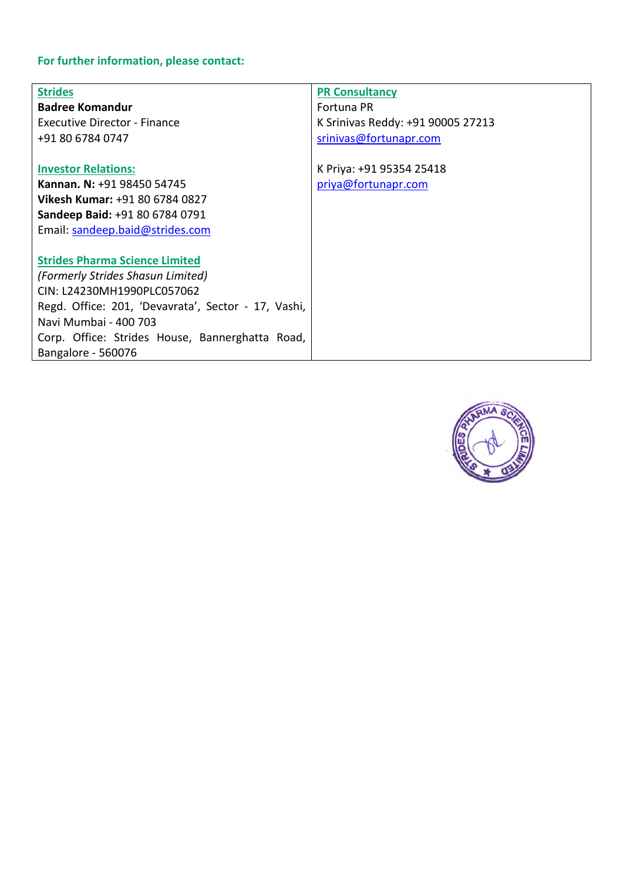**For further information, please contact:**

| Strides | PR Consultancy |
|---|---|
| **Badree Komandur**<br>Executive Director - Finance<br>+91 80 6784 0747 | Fortuna PR<br>K Srinivas Reddy: +91 90005 27213<br>srinivas@fortunapr.com |
| **Investor Relations:**<br>**Kannan. N:** +91 98450 54745<br>**Vikesh Kumar:** +91 80 6784 0827<br>**Sandeep Baid:** +91 80 6784 0791<br>Email: sandeep.baid@strides.com | K Priya: +91 95354 25418<br>priya@fortunapr.com |
| **Strides Pharma Science Limited**<br>*(Formerly Strides Shasun Limited)*<br>CIN: L24230MH1990PLC057062<br>Regd. Office: 201, 'Devavrata', Sector - 17, Vashi, Navi Mumbai - 400 703<br>Corp. Office: Strides House, Bannerghatta Road, Bangalore - 560076 | |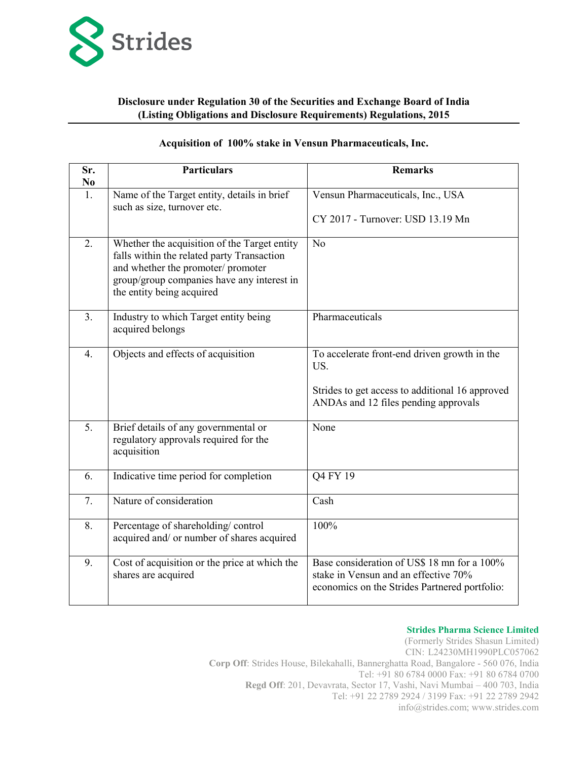Strides

**Disclosure under Regulation 30 of the Securities and Exchange Board of India (Listing Obligations and Disclosure Requirements) Regulations, 2015**

**Acquisition of 100% stake in Vensun Pharmaceuticals, Inc.**

| Sr. No | Particulars | Remarks |
|---|---|---|
| 1. | Name of the Target entity, details in brief such as size, turnover etc. | Vensun Pharmaceuticals, Inc., USA<br><br>CY 2017 - Turnover: USD 13.19 Mn |
| 2. | Whether the acquisition of the Target entity falls within the related party Transaction and whether the promoter/ promoter group/group companies have any interest in the entity being acquired | No |
| 3. | Industry to which Target entity being acquired belongs | Pharmaceuticals |
| 4. | Objects and effects of acquisition | To accelerate front-end driven growth in the US.<br><br>Strides to get access to additional 16 approved ANDAs and 12 files pending approvals |
| 5. | Brief details of any governmental or regulatory approvals required for the acquisition | None |
| 6. | Indicative time period for completion | Q4 FY 19 |
| 7. | Nature of consideration | Cash |
| 8. | Percentage of shareholding/ control acquired and/ or number of shares acquired | 100% |
| 9. | Cost of acquisition or the price at which the shares are acquired | Base consideration of US$ 18 mn for a 100% stake in Vensun and an effective 70% economics on the Strides Partnered portfolio: |

**Strides Pharma Science Limited**
(Formerly Strides Shasun Limited)
CIN: L24230MH1990PLC057062
**Corp Off**: Strides House, Bilekahalli, Bannerghatta Road, Bangalore - 560 076, India
Tel: +91 80 6784 0000 Fax: +91 80 6784 0700
**Regd Off**: 201, Devavrata, Sector 17, Vashi, Navi Mumbai – 400 703, India
Tel: +91 22 2789 2924 / 3199 Fax: +91 22 2789 2942
info@strides.com; www.strides.com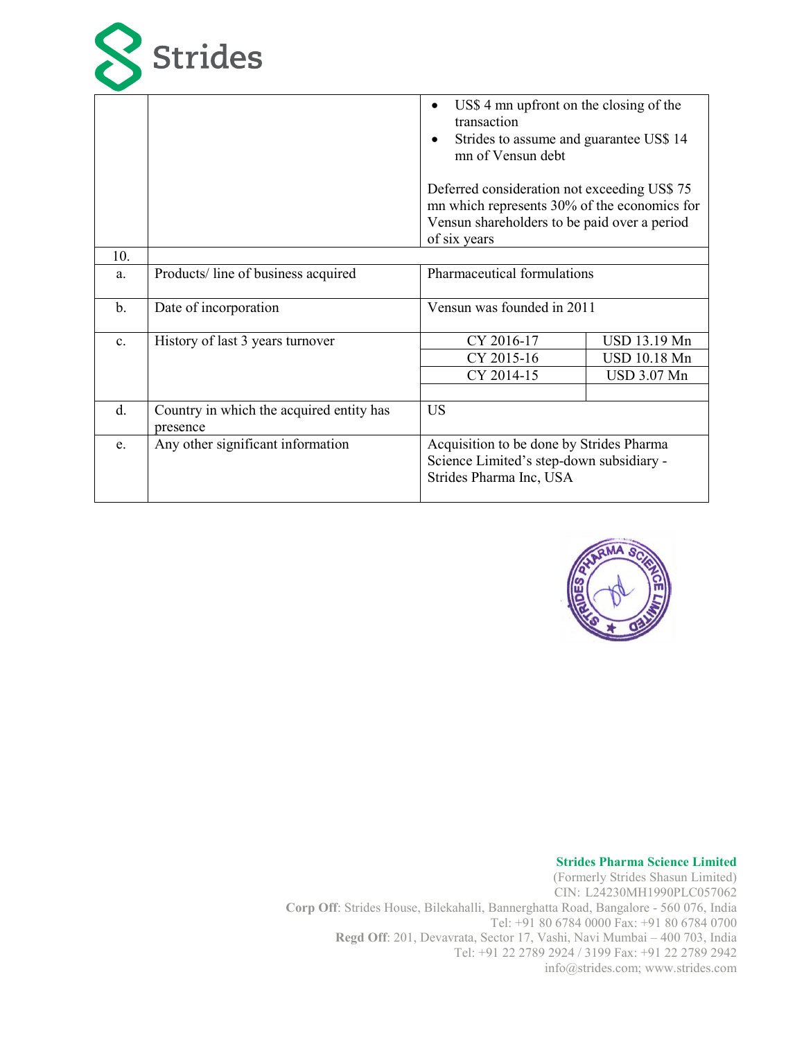| | | |
|---|---|---|
| | | • US$ 4 mn upfront on the closing of the transaction<br>• Strides to assume and guarantee US$ 14 mn of Vensun debt<br><br>Deferred consideration not exceeding US$ 75 mn which represents 30% of the economics for Vensun shareholders to be paid over a period of six years |
| 10. | | |
| a. | Products/ line of business acquired | Pharmaceutical formulations |
| b. | Date of incorporation | Vensun was founded in 2011 |
| c. | History of last 3 years turnover | CY 2016-17: USD 13.19 Mn<br>CY 2015-16: USD 10.18 Mn<br>CY 2014-15: USD 3.07 Mn |
| d. | Country in which the acquired entity has presence | US |
| e. | Any other significant information | Acquisition to be done by Strides Pharma Science Limited's step-down subsidiary - Strides Pharma Inc, USA |

**Strides Pharma Science Limited**
(Formerly Strides Shasun Limited)
CIN: L24230MH1990PLC057062
**Corp Off**: Strides House, Bilekahalli, Bannerghatta Road, Bangalore - 560 076, India
Tel: +91 80 6784 0000 Fax: +91 80 6784 0700
**Regd Off**: 201, Devavrata, Sector 17, Vashi, Navi Mumbai – 400 703, India
Tel: +91 22 2789 2924 / 3199 Fax: +91 22 2789 2942
info@strides.com; www.strides.com